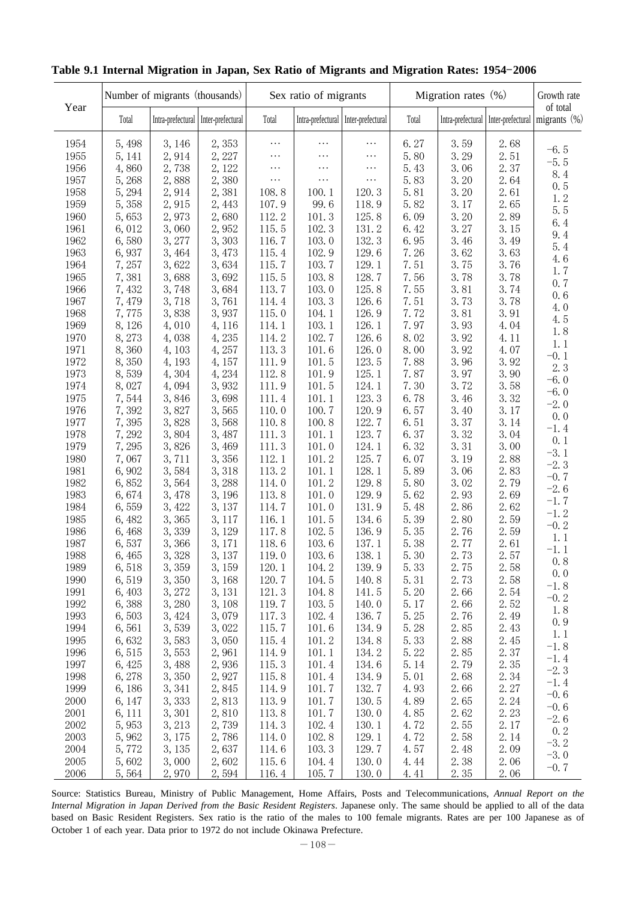**Table 9.1 Internal Migration in Japan, Sex Ratio of Migrants and Migration Rates: 1954−2006**

| Year | Number of migrants (thousands) | | | Sex ratio of migrants | | | Migration rates (%) | | | Growth rate of total migrants (%) |
|---|---|---|---|---|---|---|---|---|---|---|
| | Total | Intra-prefectural | Inter-prefectural | Total | Intra-prefectural | Inter-prefectural | Total | Intra-prefectural | Inter-prefectural | |
| 1954 | 5,498 | 3,146 | 2,353 | … | … | … | 6.27 | 3.59 | 2.68 | |
| 1955 | 5,141 | 2,914 | 2,227 | … | … | … | 5.80 | 3.29 | 2.51 | −6.5 |
| 1956 | 4,860 | 2,738 | 2,122 | … | … | … | 5.43 | 3.06 | 2.37 | −5.5 |
| 1957 | 5,268 | 2,888 | 2,380 | … | … | … | 5.83 | 3.20 | 2.64 | 8.4 |
| 1958 | 5,294 | 2,914 | 2,381 | 108.8 | 100.1 | 120.3 | 5.81 | 3.20 | 2.61 | 0.5 |
| 1959 | 5,358 | 2,915 | 2,443 | 107.9 | 99.6 | 118.9 | 5.82 | 3.17 | 2.65 | 1.2 |
| 1960 | 5,653 | 2,973 | 2,680 | 112.2 | 101.3 | 125.8 | 6.09 | 3.20 | 2.89 | 5.5 |
| 1961 | 6,012 | 3,060 | 2,952 | 115.5 | 102.3 | 131.2 | 6.42 | 3.27 | 3.15 | 6.4 |
| 1962 | 6,580 | 3,277 | 3,303 | 116.7 | 103.0 | 132.3 | 6.95 | 3.46 | 3.49 | 9.4 |
| 1963 | 6,937 | 3,464 | 3,473 | 115.4 | 102.9 | 129.6 | 7.26 | 3.62 | 3.63 | 5.4 |
| 1964 | 7,257 | 3,622 | 3,634 | 115.7 | 103.7 | 129.1 | 7.51 | 3.75 | 3.76 | 4.6 |
| 1965 | 7,381 | 3,688 | 3,692 | 115.5 | 103.8 | 128.7 | 7.56 | 3.78 | 3.78 | 1.7 |
| 1966 | 7,432 | 3,748 | 3,684 | 113.7 | 103.0 | 125.8 | 7.55 | 3.81 | 3.74 | 0.7 |
| 1967 | 7,479 | 3,718 | 3,761 | 114.4 | 103.3 | 126.6 | 7.51 | 3.73 | 3.78 | 0.6 |
| 1968 | 7,775 | 3,838 | 3,937 | 115.0 | 104.1 | 126.9 | 7.72 | 3.81 | 3.91 | 4.0 |
| 1969 | 8,126 | 4,010 | 4,116 | 114.1 | 103.1 | 126.1 | 7.97 | 3.93 | 4.04 | 4.5 |
| 1970 | 8,273 | 4,038 | 4,235 | 114.2 | 102.7 | 126.6 | 8.02 | 3.92 | 4.11 | 1.8 |
| 1971 | 8,360 | 4,103 | 4,257 | 113.3 | 101.6 | 126.0 | 8.00 | 3.92 | 4.07 | 1.1 |
| 1972 | 8,350 | 4,193 | 4,157 | 111.9 | 101.5 | 123.5 | 7.88 | 3.96 | 3.92 | −0.1 |
| 1973 | 8,539 | 4,304 | 4,234 | 112.8 | 101.9 | 125.1 | 7.87 | 3.97 | 3.90 | 2.3 |
| 1974 | 8,027 | 4,094 | 3,932 | 111.9 | 101.5 | 124.1 | 7.30 | 3.72 | 3.58 | −6.0 |
| 1975 | 7,544 | 3,846 | 3,698 | 111.4 | 101.1 | 123.3 | 6.78 | 3.46 | 3.32 | −6.0 |
| 1976 | 7,392 | 3,827 | 3,565 | 110.0 | 100.7 | 120.9 | 6.57 | 3.40 | 3.17 | −2.0 |
| 1977 | 7,395 | 3,828 | 3,568 | 110.8 | 100.8 | 122.7 | 6.51 | 3.37 | 3.14 | 0.0 |
| 1978 | 7,292 | 3,804 | 3,487 | 111.3 | 101.1 | 123.7 | 6.37 | 3.32 | 3.04 | −1.4 |
| 1979 | 7,295 | 3,826 | 3,469 | 111.3 | 101.0 | 124.1 | 6.32 | 3.31 | 3.00 | 0.1 |
| 1980 | 7,067 | 3,711 | 3,356 | 112.1 | 101.2 | 125.7 | 6.07 | 3.19 | 2.88 | −3.1 |
| 1981 | 6,902 | 3,584 | 3,318 | 113.2 | 101.1 | 128.1 | 5.89 | 3.06 | 2.83 | −2.3 |
| 1982 | 6,852 | 3,564 | 3,288 | 114.0 | 101.2 | 129.8 | 5.80 | 3.02 | 2.79 | −0.7 |
| 1983 | 6,674 | 3,478 | 3,196 | 113.8 | 101.0 | 129.9 | 5.62 | 2.93 | 2.69 | −2.6 |
| 1984 | 6,559 | 3,422 | 3,137 | 114.7 | 101.0 | 131.9 | 5.48 | 2.86 | 2.62 | −1.7 |
| 1985 | 6,482 | 3,365 | 3,117 | 116.1 | 101.5 | 134.6 | 5.39 | 2.80 | 2.59 | −1.2 |
| 1986 | 6,468 | 3,339 | 3,129 | 117.8 | 102.5 | 136.9 | 5.35 | 2.76 | 2.59 | −0.2 |
| 1987 | 6,537 | 3,366 | 3,171 | 118.6 | 103.6 | 137.1 | 5.38 | 2.77 | 2.61 | 1.1 |
| 1988 | 6,465 | 3,328 | 3,137 | 119.0 | 103.6 | 138.1 | 5.30 | 2.73 | 2.57 | −1.1 |
| 1989 | 6,518 | 3,359 | 3,159 | 120.1 | 104.2 | 139.9 | 5.33 | 2.75 | 2.58 | 0.8 |
| 1990 | 6,519 | 3,350 | 3,168 | 120.7 | 104.5 | 140.8 | 5.31 | 2.73 | 2.58 | 0.0 |
| 1991 | 6,403 | 3,272 | 3,131 | 121.3 | 104.8 | 141.5 | 5.20 | 2.66 | 2.54 | −1.8 |
| 1992 | 6,388 | 3,280 | 3,108 | 119.7 | 103.5 | 140.0 | 5.17 | 2.66 | 2.52 | −0.2 |
| 1993 | 6,503 | 3,424 | 3,079 | 117.3 | 102.4 | 136.7 | 5.25 | 2.76 | 2.49 | 1.8 |
| 1994 | 6,561 | 3,539 | 3,022 | 115.7 | 101.6 | 134.9 | 5.28 | 2.85 | 2.43 | 0.9 |
| 1995 | 6,632 | 3,583 | 3,050 | 115.4 | 101.2 | 134.8 | 5.33 | 2.88 | 2.45 | 1.1 |
| 1996 | 6,515 | 3,553 | 2,961 | 114.9 | 101.1 | 134.2 | 5.22 | 2.85 | 2.37 | −1.8 |
| 1997 | 6,425 | 3,488 | 2,936 | 115.3 | 101.4 | 134.6 | 5.14 | 2.79 | 2.35 | −1.4 |
| 1998 | 6,278 | 3,350 | 2,927 | 115.8 | 101.4 | 134.9 | 5.01 | 2.68 | 2.34 | −2.3 |
| 1999 | 6,186 | 3,341 | 2,845 | 114.9 | 101.7 | 132.7 | 4.93 | 2.66 | 2.27 | −1.4 |
| 2000 | 6,147 | 3,333 | 2,813 | 113.9 | 101.7 | 130.5 | 4.89 | 2.65 | 2.24 | −0.6 |
| 2001 | 6,111 | 3,301 | 2,810 | 113.8 | 101.7 | 130.0 | 4.85 | 2.62 | 2.23 | −0.6 |
| 2002 | 5,953 | 3,213 | 2,739 | 114.3 | 102.4 | 130.1 | 4.72 | 2.55 | 2.17 | −2.6 |
| 2003 | 5,962 | 3,175 | 2,786 | 114.0 | 102.8 | 129.1 | 4.72 | 2.58 | 2.14 | 0.2 |
| 2004 | 5,772 | 3,135 | 2,637 | 114.6 | 103.3 | 129.7 | 4.57 | 2.48 | 2.09 | −3.2 |
| 2005 | 5,602 | 3,000 | 2,602 | 115.6 | 104.4 | 130.0 | 4.44 | 2.38 | 2.06 | −3.0 |
| 2006 | 5,564 | 2,970 | 2,594 | 116.4 | 105.7 | 130.0 | 4.41 | 2.35 | 2.06 | −0.7 |

Source: Statistics Bureau, Ministry of Public Management, Home Affairs, Posts and Telecommunications, *Annual Report on the Internal Migration in Japan Derived from the Basic Resident Registers*. Japanese only. The same should be applied to all of the data based on Basic Resident Registers. Sex ratio is the ratio of the males to 100 female migrants. Rates are per 100 Japanese as of October 1 of each year. Data prior to 1972 do not include Okinawa Prefecture.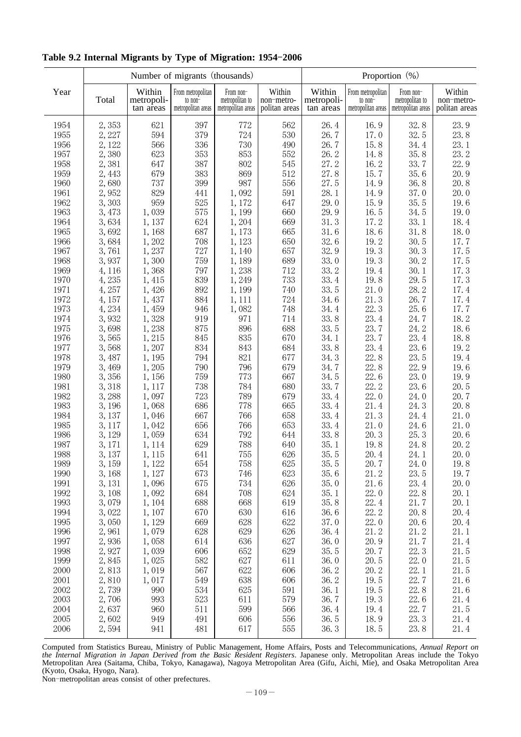**Table 9.2 Internal Migrants by Type of Migration: 1954–2006**

| Year | Number of migrants (thousands) | | | | | Proportion (%) | | | |
|---|---|---|---|---|---|---|---|---|---|
| | Total | Within metropolitan areas | From metropolitan to non-metropolitan areas | From non-metropolitan to metropolitan areas | Within non-metropolitan areas | Within metropolitan areas | From metropolitan to non-metropolitan areas | From non-metropolitan to metropolitan areas | Within non-metropolitan areas |
| 1954 | 2,353 | 621 | 397 | 772 | 562 | 26.4 | 16.9 | 32.8 | 23.9 |
| 1955 | 2,227 | 594 | 379 | 724 | 530 | 26.7 | 17.0 | 32.5 | 23.8 |
| 1956 | 2,122 | 566 | 336 | 730 | 490 | 26.7 | 15.8 | 34.4 | 23.1 |
| 1957 | 2,380 | 623 | 353 | 853 | 552 | 26.2 | 14.8 | 35.8 | 23.2 |
| 1958 | 2,381 | 647 | 387 | 802 | 545 | 27.2 | 16.2 | 33.7 | 22.9 |
| 1959 | 2,443 | 679 | 383 | 869 | 512 | 27.8 | 15.7 | 35.6 | 20.9 |
| 1960 | 2,680 | 737 | 399 | 987 | 556 | 27.5 | 14.9 | 36.8 | 20.8 |
| 1961 | 2,952 | 829 | 441 | 1,092 | 591 | 28.1 | 14.9 | 37.0 | 20.0 |
| 1962 | 3,303 | 959 | 525 | 1,172 | 647 | 29.0 | 15.9 | 35.5 | 19.6 |
| 1963 | 3,473 | 1,039 | 575 | 1,199 | 660 | 29.9 | 16.5 | 34.5 | 19.0 |
| 1964 | 3,634 | 1,137 | 624 | 1,204 | 669 | 31.3 | 17.2 | 33.1 | 18.4 |
| 1965 | 3,692 | 1,168 | 687 | 1,173 | 665 | 31.6 | 18.6 | 31.8 | 18.0 |
| 1966 | 3,684 | 1,202 | 708 | 1,123 | 650 | 32.6 | 19.2 | 30.5 | 17.7 |
| 1967 | 3,761 | 1,237 | 727 | 1,140 | 657 | 32.9 | 19.3 | 30.3 | 17.5 |
| 1968 | 3,937 | 1,300 | 759 | 1,189 | 689 | 33.0 | 19.3 | 30.2 | 17.5 |
| 1969 | 4,116 | 1,368 | 797 | 1,238 | 712 | 33.2 | 19.4 | 30.1 | 17.3 |
| 1970 | 4,235 | 1,415 | 839 | 1,249 | 733 | 33.4 | 19.8 | 29.5 | 17.3 |
| 1971 | 4,257 | 1,426 | 892 | 1,199 | 740 | 33.5 | 21.0 | 28.2 | 17.4 |
| 1972 | 4,157 | 1,437 | 884 | 1,111 | 724 | 34.6 | 21.3 | 26.7 | 17.4 |
| 1973 | 4,234 | 1,459 | 946 | 1,082 | 748 | 34.4 | 22.3 | 25.6 | 17.7 |
| 1974 | 3,932 | 1,328 | 919 | 971 | 714 | 33.8 | 23.4 | 24.7 | 18.2 |
| 1975 | 3,698 | 1,238 | 875 | 896 | 688 | 33.5 | 23.7 | 24.2 | 18.6 |
| 1976 | 3,565 | 1,215 | 845 | 835 | 670 | 34.1 | 23.7 | 23.4 | 18.8 |
| 1977 | 3,568 | 1,207 | 834 | 843 | 684 | 33.8 | 23.4 | 23.6 | 19.2 |
| 1978 | 3,487 | 1,195 | 794 | 821 | 677 | 34.3 | 22.8 | 23.5 | 19.4 |
| 1979 | 3,469 | 1,205 | 790 | 796 | 679 | 34.7 | 22.8 | 22.9 | 19.6 |
| 1980 | 3,356 | 1,156 | 759 | 773 | 667 | 34.5 | 22.6 | 23.0 | 19.9 |
| 1981 | 3,318 | 1,117 | 738 | 784 | 680 | 33.7 | 22.2 | 23.6 | 20.5 |
| 1982 | 3,288 | 1,097 | 723 | 789 | 679 | 33.4 | 22.0 | 24.0 | 20.7 |
| 1983 | 3,196 | 1,068 | 686 | 778 | 665 | 33.4 | 21.4 | 24.3 | 20.8 |
| 1984 | 3,137 | 1,046 | 667 | 766 | 658 | 33.4 | 21.3 | 24.4 | 21.0 |
| 1985 | 3,117 | 1,042 | 656 | 766 | 653 | 33.4 | 21.0 | 24.6 | 21.0 |
| 1986 | 3,129 | 1,059 | 634 | 792 | 644 | 33.8 | 20.3 | 25.3 | 20.6 |
| 1987 | 3,171 | 1,114 | 629 | 788 | 640 | 35.1 | 19.8 | 24.8 | 20.2 |
| 1988 | 3,137 | 1,115 | 641 | 755 | 626 | 35.5 | 20.4 | 24.1 | 20.0 |
| 1989 | 3,159 | 1,122 | 654 | 758 | 625 | 35.5 | 20.7 | 24.0 | 19.8 |
| 1990 | 3,168 | 1,127 | 673 | 746 | 623 | 35.6 | 21.2 | 23.5 | 19.7 |
| 1991 | 3,131 | 1,096 | 675 | 734 | 626 | 35.0 | 21.6 | 23.4 | 20.0 |
| 1992 | 3,108 | 1,092 | 684 | 708 | 624 | 35.1 | 22.0 | 22.8 | 20.1 |
| 1993 | 3,079 | 1,104 | 688 | 668 | 619 | 35.8 | 22.4 | 21.7 | 20.1 |
| 1994 | 3,022 | 1,107 | 670 | 630 | 616 | 36.6 | 22.2 | 20.8 | 20.4 |
| 1995 | 3,050 | 1,129 | 669 | 628 | 622 | 37.0 | 22.0 | 20.6 | 20.4 |
| 1996 | 2,961 | 1,079 | 628 | 629 | 626 | 36.4 | 21.2 | 21.2 | 21.1 |
| 1997 | 2,936 | 1,058 | 614 | 636 | 627 | 36.0 | 20.9 | 21.7 | 21.4 |
| 1998 | 2,927 | 1,039 | 606 | 652 | 629 | 35.5 | 20.7 | 22.3 | 21.5 |
| 1999 | 2,845 | 1,025 | 582 | 627 | 611 | 36.0 | 20.5 | 22.0 | 21.5 |
| 2000 | 2,813 | 1,019 | 567 | 622 | 606 | 36.2 | 20.2 | 22.1 | 21.5 |
| 2001 | 2,810 | 1,017 | 549 | 638 | 606 | 36.2 | 19.5 | 22.7 | 21.6 |
| 2002 | 2,739 | 990 | 534 | 625 | 591 | 36.1 | 19.5 | 22.8 | 21.6 |
| 2003 | 2,706 | 993 | 523 | 611 | 579 | 36.7 | 19.3 | 22.6 | 21.4 |
| 2004 | 2,637 | 960 | 511 | 599 | 566 | 36.4 | 19.4 | 22.7 | 21.5 |
| 2005 | 2,602 | 949 | 491 | 606 | 556 | 36.5 | 18.9 | 23.3 | 21.4 |
| 2006 | 2,594 | 941 | 481 | 617 | 555 | 36.3 | 18.5 | 23.8 | 21.4 |

Computed from Statistics Bureau, Ministry of Public Management, Home Affairs, Posts and Telecommunications, *Annual Report on the Internal Migration in Japan Derived from the Basic Resident Registers*. Japanese only. Metropolitan Areas include the Tokyo Metropolitan Area (Saitama, Chiba, Tokyo, Kanagawa), Nagoya Metropolitan Area (Gifu, Aichi, Mie), and Osaka Metropolitan Area (Kyoto, Osaka, Hyogo, Nara).

Non-metropolitan areas consist of other prefectures.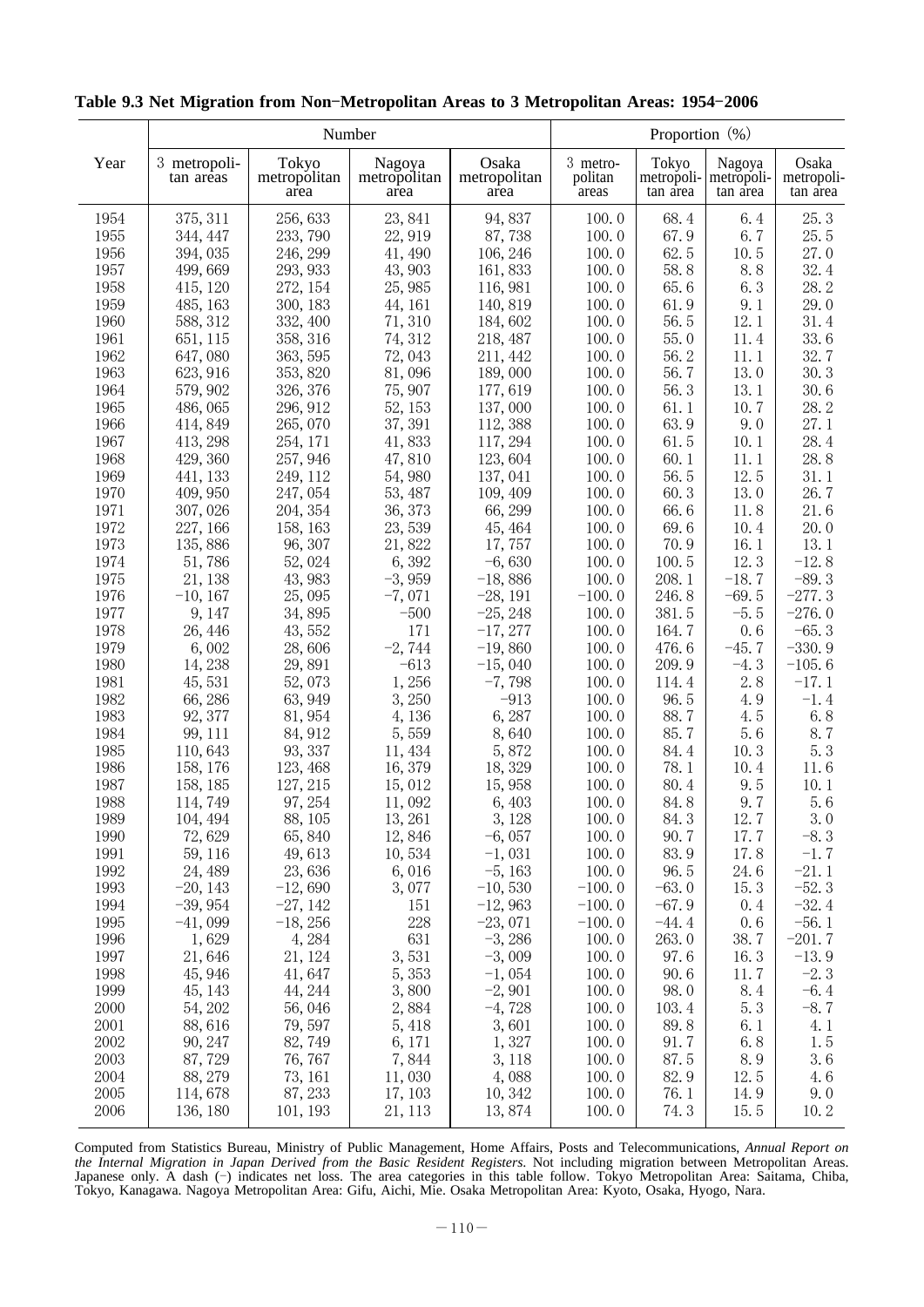**Table 9.3 Net Migration from Non-Metropolitan Areas to 3 Metropolitan Areas: 1954-2006**

| Year | Number | | | | Proportion (%) | | | |
|---|---|---|---|---|---|---|---|---|
| | 3 metropolitan areas | Tokyo metropolitan area | Nagoya metropolitan area | Osaka metropolitan area | 3 metropolitan areas | Tokyo metropolitan area | Nagoya metropolitan area | Osaka metropolitan area |
| 1954 | 375, 311 | 256, 633 | 23, 841 | 94, 837 | 100. 0 | 68. 4 | 6. 4 | 25. 3 |
| 1955 | 344, 447 | 233, 790 | 22, 919 | 87, 738 | 100. 0 | 67. 9 | 6. 7 | 25. 5 |
| 1956 | 394, 035 | 246, 299 | 41, 490 | 106, 246 | 100. 0 | 62. 5 | 10. 5 | 27. 0 |
| 1957 | 499, 669 | 293, 933 | 43, 903 | 161, 833 | 100. 0 | 58. 8 | 8. 8 | 32. 4 |
| 1958 | 415, 120 | 272, 154 | 25, 985 | 116, 981 | 100. 0 | 65. 6 | 6. 3 | 28. 2 |
| 1959 | 485, 163 | 300, 183 | 44, 161 | 140, 819 | 100. 0 | 61. 9 | 9. 1 | 29. 0 |
| 1960 | 588, 312 | 332, 400 | 71, 310 | 184, 602 | 100. 0 | 56. 5 | 12. 1 | 31. 4 |
| 1961 | 651, 115 | 358, 316 | 74, 312 | 218, 487 | 100. 0 | 55. 0 | 11. 4 | 33. 6 |
| 1962 | 647, 080 | 363, 595 | 72, 043 | 211, 442 | 100. 0 | 56. 2 | 11. 1 | 32. 7 |
| 1963 | 623, 916 | 353, 820 | 81, 096 | 189, 000 | 100. 0 | 56. 7 | 13. 0 | 30. 3 |
| 1964 | 579, 902 | 326, 376 | 75, 907 | 177, 619 | 100. 0 | 56. 3 | 13. 1 | 30. 6 |
| 1965 | 486, 065 | 296, 912 | 52, 153 | 137, 000 | 100. 0 | 61. 1 | 10. 7 | 28. 2 |
| 1966 | 414, 849 | 265, 070 | 37, 391 | 112, 388 | 100. 0 | 63. 9 | 9. 0 | 27. 1 |
| 1967 | 413, 298 | 254, 171 | 41, 833 | 117, 294 | 100. 0 | 61. 5 | 10. 1 | 28. 4 |
| 1968 | 429, 360 | 257, 946 | 47, 810 | 123, 604 | 100. 0 | 60. 1 | 11. 1 | 28. 8 |
| 1969 | 441, 133 | 249, 112 | 54, 980 | 137, 041 | 100. 0 | 56. 5 | 12. 5 | 31. 1 |
| 1970 | 409, 950 | 247, 054 | 53, 487 | 109, 409 | 100. 0 | 60. 3 | 13. 0 | 26. 7 |
| 1971 | 307, 026 | 204, 354 | 36, 373 | 66, 299 | 100. 0 | 66. 6 | 11. 8 | 21. 6 |
| 1972 | 227, 166 | 158, 163 | 23, 539 | 45, 464 | 100. 0 | 69. 6 | 10. 4 | 20. 0 |
| 1973 | 135, 886 | 96, 307 | 21, 822 | 17, 757 | 100. 0 | 70. 9 | 16. 1 | 13. 1 |
| 1974 | 51, 786 | 52, 024 | 6, 392 | −6, 630 | 100. 0 | 100. 5 | 12. 3 | −12. 8 |
| 1975 | 21, 138 | 43, 983 | −3, 959 | −18, 886 | 100. 0 | 208. 1 | −18. 7 | −89. 3 |
| 1976 | −10, 167 | 25, 095 | −7, 071 | −28, 191 | −100. 0 | 246. 8 | −69. 5 | −277. 3 |
| 1977 | 9, 147 | 34, 895 | −500 | −25, 248 | 100. 0 | 381. 5 | −5. 5 | −276. 0 |
| 1978 | 26, 446 | 43, 552 | 171 | −17, 277 | 100. 0 | 164. 7 | 0. 6 | −65. 3 |
| 1979 | 6, 002 | 28, 606 | −2, 744 | −19, 860 | 100. 0 | 476. 6 | −45. 7 | −330. 9 |
| 1980 | 14, 238 | 29, 891 | −613 | −15, 040 | 100. 0 | 209. 9 | −4. 3 | −105. 6 |
| 1981 | 45, 531 | 52, 073 | 1, 256 | −7, 798 | 100. 0 | 114. 4 | 2. 8 | −17. 1 |
| 1982 | 66, 286 | 63, 949 | 3, 250 | −913 | 100. 0 | 96. 5 | 4. 9 | −1. 4 |
| 1983 | 92, 377 | 81, 954 | 4, 136 | 6, 287 | 100. 0 | 88. 7 | 4. 5 | 6. 8 |
| 1984 | 99, 111 | 84, 912 | 5, 559 | 8, 640 | 100. 0 | 85. 7 | 5. 6 | 8. 7 |
| 1985 | 110, 643 | 93, 337 | 11, 434 | 5, 872 | 100. 0 | 84. 4 | 10. 3 | 5. 3 |
| 1986 | 158, 176 | 123, 468 | 16, 379 | 18, 329 | 100. 0 | 78. 1 | 10. 4 | 11. 6 |
| 1987 | 158, 185 | 127, 215 | 15, 012 | 15, 958 | 100. 0 | 80. 4 | 9. 5 | 10. 1 |
| 1988 | 114, 749 | 97, 254 | 11, 092 | 6, 403 | 100. 0 | 84. 8 | 9. 7 | 5. 6 |
| 1989 | 104, 494 | 88, 105 | 13, 261 | 3, 128 | 100. 0 | 84. 3 | 12. 7 | 3. 0 |
| 1990 | 72, 629 | 65, 840 | 12, 846 | −6, 057 | 100. 0 | 90. 7 | 17. 7 | −8. 3 |
| 1991 | 59, 116 | 49, 613 | 10, 534 | −1, 031 | 100. 0 | 83. 9 | 17. 8 | −1. 7 |
| 1992 | 24, 489 | 23, 636 | 6, 016 | −5, 163 | 100. 0 | 96. 5 | 24. 6 | −21. 1 |
| 1993 | −20, 143 | −12, 690 | 3, 077 | −10, 530 | −100. 0 | −63. 0 | 15. 3 | −52. 3 |
| 1994 | −39, 954 | −27, 142 | 151 | −12, 963 | −100. 0 | −67. 9 | 0. 4 | −32. 4 |
| 1995 | −41, 099 | −18, 256 | 228 | −23, 071 | −100. 0 | −44. 4 | 0. 6 | −56. 1 |
| 1996 | 1, 629 | 4, 284 | 631 | −3, 286 | 100. 0 | 263. 0 | 38. 7 | −201. 7 |
| 1997 | 21, 646 | 21, 124 | 3, 531 | −3, 009 | 100. 0 | 97. 6 | 16. 3 | −13. 9 |
| 1998 | 45, 946 | 41, 647 | 5, 353 | −1, 054 | 100. 0 | 90. 6 | 11. 7 | −2. 3 |
| 1999 | 45, 143 | 44, 244 | 3, 800 | −2, 901 | 100. 0 | 98. 0 | 8. 4 | −6. 4 |
| 2000 | 54, 202 | 56, 046 | 2, 884 | −4, 728 | 100. 0 | 103. 4 | 5. 3 | −8. 7 |
| 2001 | 88, 616 | 79, 597 | 5, 418 | 3, 601 | 100. 0 | 89. 8 | 6. 1 | 4. 1 |
| 2002 | 90, 247 | 82, 749 | 6, 171 | 1, 327 | 100. 0 | 91. 7 | 6. 8 | 1. 5 |
| 2003 | 87, 729 | 76, 767 | 7, 844 | 3, 118 | 100. 0 | 87. 5 | 8. 9 | 3. 6 |
| 2004 | 88, 279 | 73, 161 | 11, 030 | 4, 088 | 100. 0 | 82. 9 | 12. 5 | 4. 6 |
| 2005 | 114, 678 | 87, 233 | 17, 103 | 10, 342 | 100. 0 | 76. 1 | 14. 9 | 9. 0 |
| 2006 | 136, 180 | 101, 193 | 21, 113 | 13, 874 | 100. 0 | 74. 3 | 15. 5 | 10. 2 |

Computed from Statistics Bureau, Ministry of Public Management, Home Affairs, Posts and Telecommunications, *Annual Report on the Internal Migration in Japan Derived from the Basic Resident Registers*. Not including migration between Metropolitan Areas. Japanese only. A dash (−) indicates net loss. The area categories in this table follow. Tokyo Metropolitan Area: Saitama, Chiba, Tokyo, Kanagawa. Nagoya Metropolitan Area: Gifu, Aichi, Mie. Osaka Metropolitan Area: Kyoto, Osaka, Hyogo, Nara.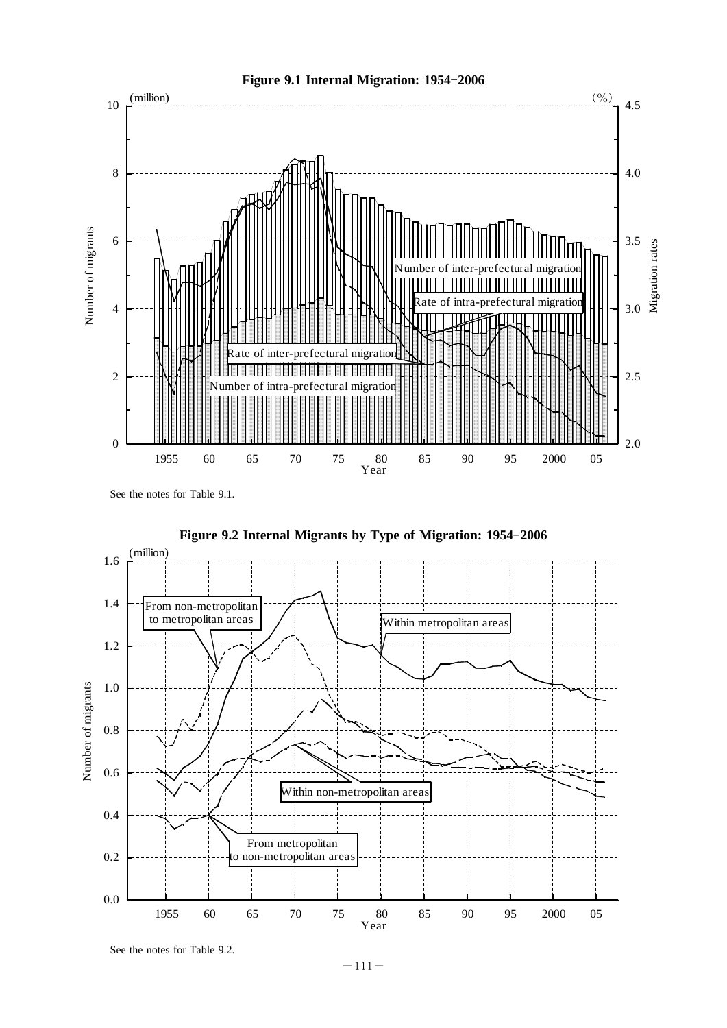**Figure 9.1 Internal Migration: 1954−2006**

(million) | (%)

Number of migrants | Migration rates

Number of inter-prefectural migration

Rate of intra-prefectural migration

Rate of inter-prefectural migration

Number of intra-prefectural migration

Year

See the notes for Table 9.1.

**Figure 9.2 Internal Migrants by Type of Migration: 1954−2006**

(million)

Number of migrants

From non-metropolitan to metropolitan areas

Within metropolitan areas

Within non-metropolitan areas

From metropolitan to non-metropolitan areas

Year

See the notes for Table 9.2.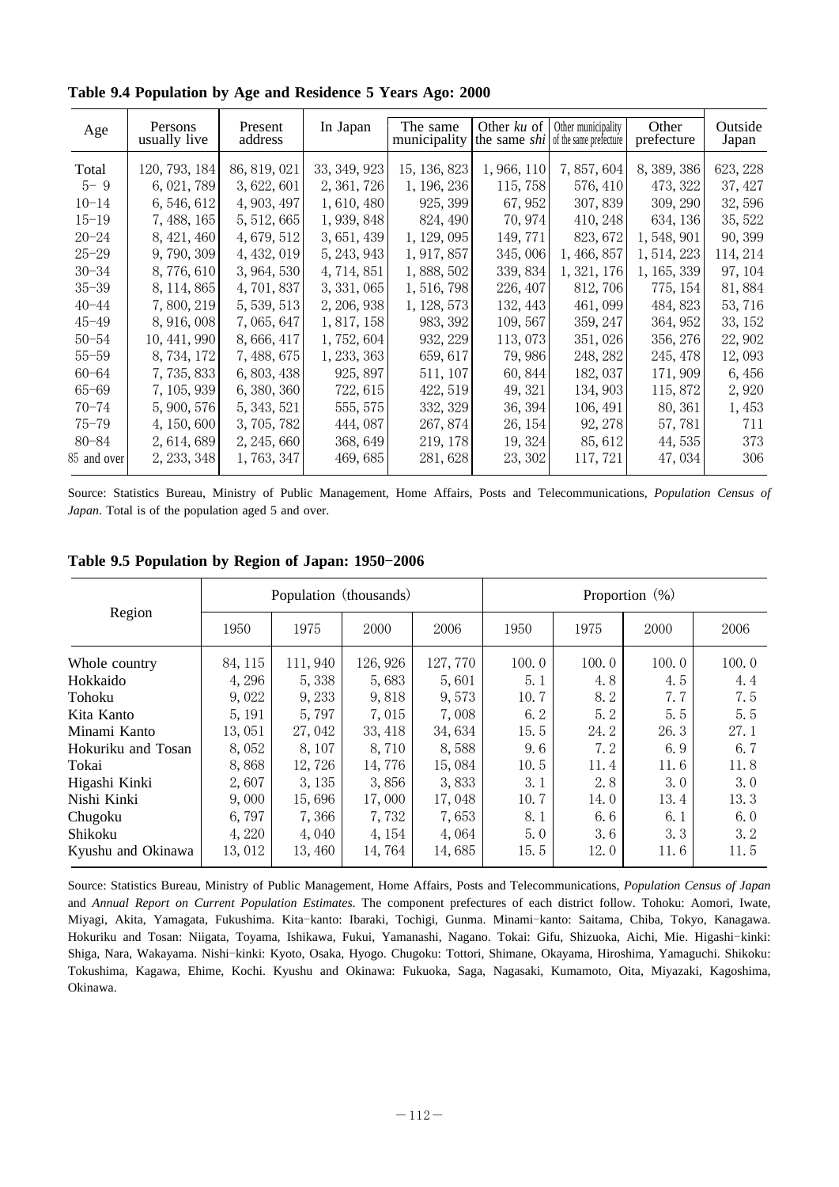**Table 9.4 Population by Age and Residence 5 Years Ago: 2000**

| Age | Persons usually live | Present address | In Japan | The same municipality | Other *ku* of the same *shi* | Other municipality of the same prefecture | Other prefecture | Outside Japan |
|---|---|---|---|---|---|---|---|---|
| Total | 120, 793, 184 | 86, 819, 021 | 33, 349, 923 | 15, 136, 823 | 1, 966, 110 | 7, 857, 604 | 8, 389, 386 | 623, 228 |
| 5− 9 | 6, 021, 789 | 3, 622, 601 | 2, 361, 726 | 1, 196, 236 | 115, 758 | 576, 410 | 473, 322 | 37, 427 |
| 10−14 | 6, 546, 612 | 4, 903, 497 | 1, 610, 480 | 925, 399 | 67, 952 | 307, 839 | 309, 290 | 32, 596 |
| 15−19 | 7, 488, 165 | 5, 512, 665 | 1, 939, 848 | 824, 490 | 70, 974 | 410, 248 | 634, 136 | 35, 522 |
| 20−24 | 8, 421, 460 | 4, 679, 512 | 3, 651, 439 | 1, 129, 095 | 149, 771 | 823, 672 | 1, 548, 901 | 90, 399 |
| 25−29 | 9, 790, 309 | 4, 432, 019 | 5, 243, 943 | 1, 917, 857 | 345, 006 | 1, 466, 857 | 1, 514, 223 | 114, 214 |
| 30−34 | 8, 776, 610 | 3, 964, 530 | 4, 714, 851 | 1, 888, 502 | 339, 834 | 1, 321, 176 | 1, 165, 339 | 97, 104 |
| 35−39 | 8, 114, 865 | 4, 701, 837 | 3, 331, 065 | 1, 516, 798 | 226, 407 | 812, 706 | 775, 154 | 81, 884 |
| 40−44 | 7, 800, 219 | 5, 539, 513 | 2, 206, 938 | 1, 128, 573 | 132, 443 | 461, 099 | 484, 823 | 53, 716 |
| 45−49 | 8, 916, 008 | 7, 065, 647 | 1, 817, 158 | 983, 392 | 109, 567 | 359, 247 | 364, 952 | 33, 152 |
| 50−54 | 10, 441, 990 | 8, 666, 417 | 1, 752, 604 | 932, 229 | 113, 073 | 351, 026 | 356, 276 | 22, 902 |
| 55−59 | 8, 734, 172 | 7, 488, 675 | 1, 233, 363 | 659, 617 | 79, 986 | 248, 282 | 245, 478 | 12, 093 |
| 60−64 | 7, 735, 833 | 6, 803, 438 | 925, 897 | 511, 107 | 60, 844 | 182, 037 | 171, 909 | 6, 456 |
| 65−69 | 7, 105, 939 | 6, 380, 360 | 722, 615 | 422, 519 | 49, 321 | 134, 903 | 115, 872 | 2, 920 |
| 70−74 | 5, 900, 576 | 5, 343, 521 | 555, 575 | 332, 329 | 36, 394 | 106, 491 | 80, 361 | 1, 453 |
| 75−79 | 4, 150, 600 | 3, 705, 782 | 444, 087 | 267, 874 | 26, 154 | 92, 278 | 57, 781 | 711 |
| 80−84 | 2, 614, 689 | 2, 245, 660 | 368, 649 | 219, 178 | 19, 324 | 85, 612 | 44, 535 | 373 |
| 85 and over | 2, 233, 348 | 1, 763, 347 | 469, 685 | 281, 628 | 23, 302 | 117, 721 | 47, 034 | 306 |

Source: Statistics Bureau, Ministry of Public Management, Home Affairs, Posts and Telecommunications, *Population Census of Japan*. Total is of the population aged 5 and over.

**Table 9.5 Population by Region of Japan: 1950−2006**

| Region | Population (thousands) | | | | Proportion (%) | | | |
|---|---|---|---|---|---|---|---|---|
| | 1950 | 1975 | 2000 | 2006 | 1950 | 1975 | 2000 | 2006 |
| Whole country | 84, 115 | 111, 940 | 126, 926 | 127, 770 | 100. 0 | 100. 0 | 100. 0 | 100. 0 |
| Hokkaido | 4, 296 | 5, 338 | 5, 683 | 5, 601 | 5. 1 | 4. 8 | 4. 5 | 4. 4 |
| Tohoku | 9, 022 | 9, 233 | 9, 818 | 9, 573 | 10. 7 | 8. 2 | 7. 7 | 7. 5 |
| Kita Kanto | 5, 191 | 5, 797 | 7, 015 | 7, 008 | 6. 2 | 5. 2 | 5. 5 | 5. 5 |
| Minami Kanto | 13, 051 | 27, 042 | 33, 418 | 34, 634 | 15. 5 | 24. 2 | 26. 3 | 27. 1 |
| Hokuriku and Tosan | 8, 052 | 8, 107 | 8, 710 | 8, 588 | 9. 6 | 7. 2 | 6. 9 | 6. 7 |
| Tokai | 8, 868 | 12, 726 | 14, 776 | 15, 084 | 10. 5 | 11. 4 | 11. 6 | 11. 8 |
| Higashi Kinki | 2, 607 | 3, 135 | 3, 856 | 3, 833 | 3. 1 | 2. 8 | 3. 0 | 3. 0 |
| Nishi Kinki | 9, 000 | 15, 696 | 17, 000 | 17, 048 | 10. 7 | 14. 0 | 13. 4 | 13. 3 |
| Chugoku | 6, 797 | 7, 366 | 7, 732 | 7, 653 | 8. 1 | 6. 6 | 6. 1 | 6. 0 |
| Shikoku | 4, 220 | 4, 040 | 4, 154 | 4, 064 | 5. 0 | 3. 6 | 3. 3 | 3. 2 |
| Kyushu and Okinawa | 13, 012 | 13, 460 | 14, 764 | 14, 685 | 15. 5 | 12. 0 | 11. 6 | 11. 5 |

Source: Statistics Bureau, Ministry of Public Management, Home Affairs, Posts and Telecommunications, *Population Census of Japan* and *Annual Report on Current Population Estimates.* The component prefectures of each district follow. Tohoku: Aomori, Iwate, Miyagi, Akita, Yamagata, Fukushima. Kita−kanto: Ibaraki, Tochigi, Gunma. Minami−kanto: Saitama, Chiba, Tokyo, Kanagawa. Hokuriku and Tosan: Niigata, Toyama, Ishikawa, Fukui, Yamanashi, Nagano. Tokai: Gifu, Shizuoka, Aichi, Mie. Higashi−kinki: Shiga, Nara, Wakayama. Nishi−kinki: Kyoto, Osaka, Hyogo. Chugoku: Tottori, Shimane, Okayama, Hiroshima, Yamaguchi. Shikoku: Tokushima, Kagawa, Ehime, Kochi. Kyushu and Okinawa: Fukuoka, Saga, Nagasaki, Kumamoto, Oita, Miyazaki, Kagoshima, Okinawa.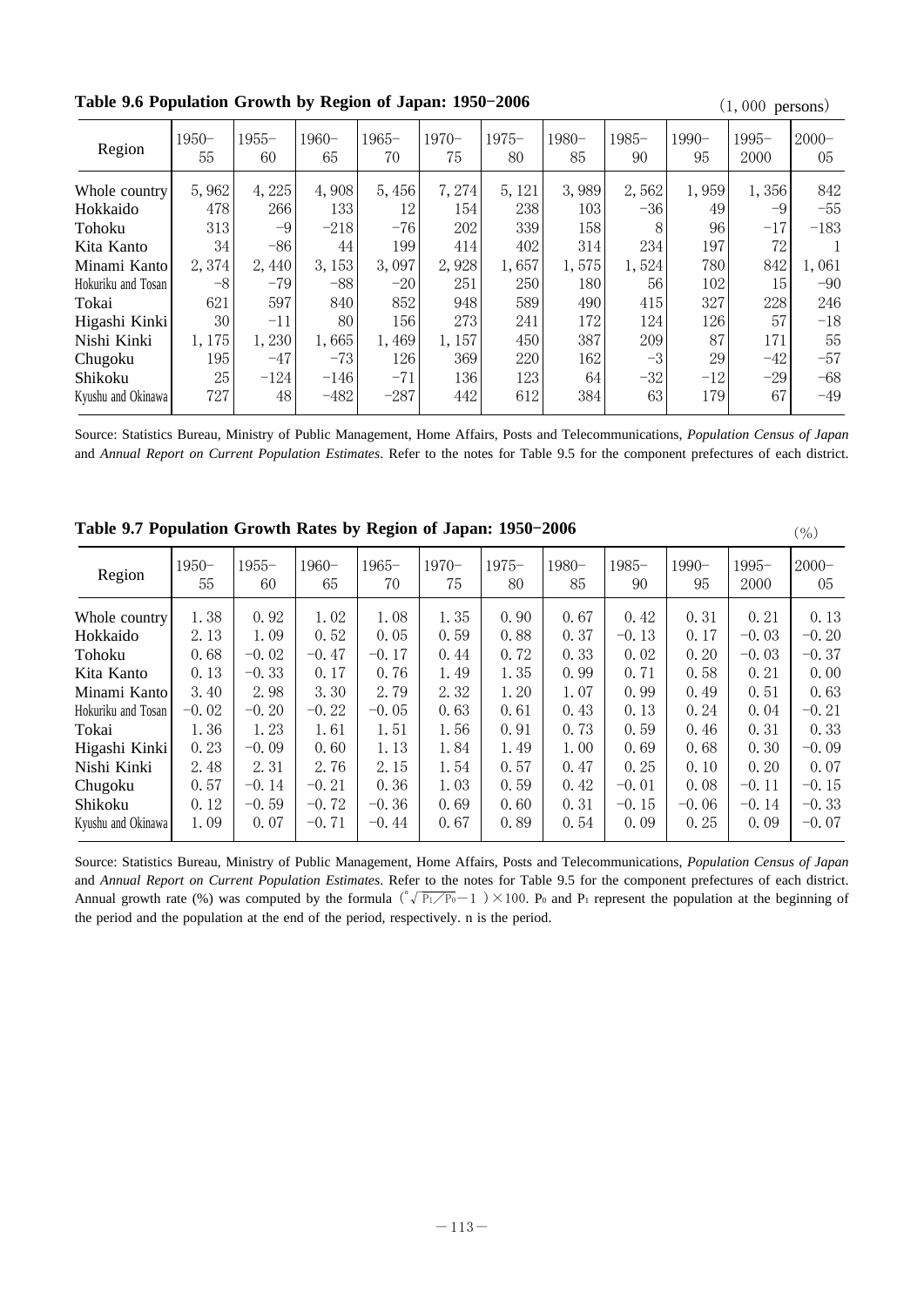**Table 9.6 Population Growth by Region of Japan: 1950-2006**

(1, 000 persons)

| Region | 1950-55 | 1955-60 | 1960-65 | 1965-70 | 1970-75 | 1975-80 | 1980-85 | 1985-90 | 1990-95 | 1995-2000 | 2000-05 |
|---|---|---|---|---|---|---|---|---|---|---|---|
| Whole country | 5, 962 | 4, 225 | 4, 908 | 5, 456 | 7, 274 | 5, 121 | 3, 989 | 2, 562 | 1, 959 | 1, 356 | 842 |
| Hokkaido | 478 | 266 | 133 | 12 | 154 | 238 | 103 | −36 | 49 | −9 | −55 |
| Tohoku | 313 | −9 | −218 | −76 | 202 | 339 | 158 | 8 | 96 | −17 | −183 |
| Kita Kanto | 34 | −86 | 44 | 199 | 414 | 402 | 314 | 234 | 197 | 72 | 1 |
| Minami Kanto | 2, 374 | 2, 440 | 3, 153 | 3, 097 | 2, 928 | 1, 657 | 1, 575 | 1, 524 | 780 | 842 | 1, 061 |
| Hokuriku and Tosan | −8 | −79 | −88 | −20 | 251 | 250 | 180 | 56 | 102 | 15 | −90 |
| Tokai | 621 | 597 | 840 | 852 | 948 | 589 | 490 | 415 | 327 | 228 | 246 |
| Higashi Kinki | 30 | −11 | 80 | 156 | 273 | 241 | 172 | 124 | 126 | 57 | −18 |
| Nishi Kinki | 1, 175 | 1, 230 | 1, 665 | 1, 469 | 1, 157 | 450 | 387 | 209 | 87 | 171 | 55 |
| Chugoku | 195 | −47 | −73 | 126 | 369 | 220 | 162 | −3 | 29 | −42 | −57 |
| Shikoku | 25 | −124 | −146 | −71 | 136 | 123 | 64 | −32 | −12 | −29 | −68 |
| Kyushu and Okinawa | 727 | 48 | −482 | −287 | 442 | 612 | 384 | 63 | 179 | 67 | −49 |

Source: Statistics Bureau, Ministry of Public Management, Home Affairs, Posts and Telecommunications, *Population Census of Japan* and *Annual Report on Current Population Estimates*. Refer to the notes for Table 9.5 for the component prefectures of each district.

**Table 9.7 Population Growth Rates by Region of Japan: 1950-2006**

(%)

| Region | 1950-55 | 1955-60 | 1960-65 | 1965-70 | 1970-75 | 1975-80 | 1980-85 | 1985-90 | 1990-95 | 1995-2000 | 2000-05 |
|---|---|---|---|---|---|---|---|---|---|---|---|
| Whole country | 1. 38 | 0. 92 | 1. 02 | 1. 08 | 1. 35 | 0. 90 | 0. 67 | 0. 42 | 0. 31 | 0. 21 | 0. 13 |
| Hokkaido | 2. 13 | 1. 09 | 0. 52 | 0. 05 | 0. 59 | 0. 88 | 0. 37 | −0. 13 | 0. 17 | −0. 03 | −0. 20 |
| Tohoku | 0. 68 | −0. 02 | −0. 47 | −0. 17 | 0. 44 | 0. 72 | 0. 33 | 0. 02 | 0. 20 | −0. 03 | −0. 37 |
| Kita Kanto | 0. 13 | −0. 33 | 0. 17 | 0. 76 | 1. 49 | 1. 35 | 0. 99 | 0. 71 | 0. 58 | 0. 21 | 0. 00 |
| Minami Kanto | 3. 40 | 2. 98 | 3. 30 | 2. 79 | 2. 32 | 1. 20 | 1. 07 | 0. 99 | 0. 49 | 0. 51 | 0. 63 |
| Hokuriku and Tosan | −0. 02 | −0. 20 | −0. 22 | −0. 05 | 0. 63 | 0. 61 | 0. 43 | 0. 13 | 0. 24 | 0. 04 | −0. 21 |
| Tokai | 1. 36 | 1. 23 | 1. 61 | 1. 51 | 1. 56 | 0. 91 | 0. 73 | 0. 59 | 0. 46 | 0. 31 | 0. 33 |
| Higashi Kinki | 0. 23 | −0. 09 | 0. 60 | 1. 13 | 1. 84 | 1. 49 | 1. 00 | 0. 69 | 0. 68 | 0. 30 | −0. 09 |
| Nishi Kinki | 2. 48 | 2. 31 | 2. 76 | 2. 15 | 1. 54 | 0. 57 | 0. 47 | 0. 25 | 0. 10 | 0. 20 | 0. 07 |
| Chugoku | 0. 57 | −0. 14 | −0. 21 | 0. 36 | 1. 03 | 0. 59 | 0. 42 | −0. 01 | 0. 08 | −0. 11 | −0. 15 |
| Shikoku | 0. 12 | −0. 59 | −0. 72 | −0. 36 | 0. 69 | 0. 60 | 0. 31 | −0. 15 | −0. 06 | −0. 14 | −0. 33 |
| Kyushu and Okinawa | 1. 09 | 0. 07 | −0. 71 | −0. 44 | 0. 67 | 0. 89 | 0. 54 | 0. 09 | 0. 25 | 0. 09 | −0. 07 |

Source: Statistics Bureau, Ministry of Public Management, Home Affairs, Posts and Telecommunications, *Population Census of Japan* and *Annual Report on Current Population Estimates*. Refer to the notes for Table 9.5 for the component prefectures of each district. Annual growth rate (%) was computed by the formula $(\sqrt[n]{P_1/P_0}-1)\times 100$. $P_0$ and $P_1$ represent the population at the beginning of the period and the population at the end of the period, respectively. n is the period.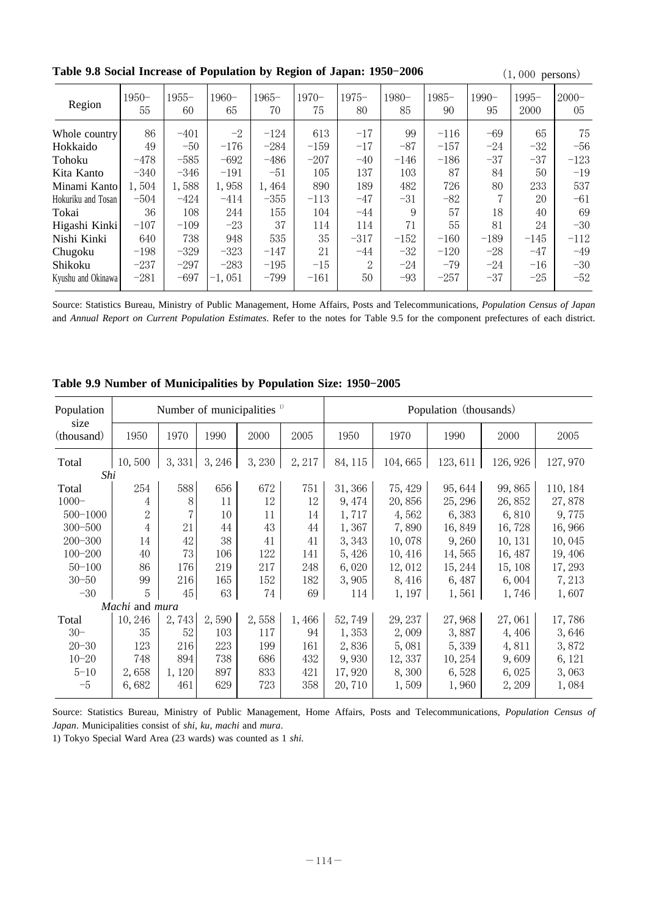**Table 9.8 Social Increase of Population by Region of Japan: 1950–2006**

(1, 000 persons)

| Region | 1950–55 | 1955–60 | 1960–65 | 1965–70 | 1970–75 | 1975–80 | 1980–85 | 1985–90 | 1990–95 | 1995–2000 | 2000–05 |
|---|---|---|---|---|---|---|---|---|---|---|---|
| Whole country | 86 | −401 | −2 | −124 | 613 | −17 | 99 | −116 | −69 | 65 | 75 |
| Hokkaido | 49 | −50 | −176 | −284 | −159 | −17 | −87 | −157 | −24 | −32 | −56 |
| Tohoku | −478 | −585 | −692 | −486 | −207 | −40 | −146 | −186 | −37 | −37 | −123 |
| Kita Kanto | −340 | −346 | −191 | −51 | 105 | 137 | 103 | 87 | 84 | 50 | −19 |
| Minami Kanto | 1, 504 | 1, 588 | 1, 958 | 1, 464 | 890 | 189 | 482 | 726 | 80 | 233 | 537 |
| Hokuriku and Tosan | −504 | −424 | −414 | −355 | −113 | −47 | −31 | −82 | 7 | 20 | −61 |
| Tokai | 36 | 108 | 244 | 155 | 104 | −44 | 9 | 57 | 18 | 40 | 69 |
| Higashi Kinki | −107 | −109 | −23 | 37 | 114 | 114 | 71 | 55 | 81 | 24 | −30 |
| Nishi Kinki | 640 | 738 | 948 | 535 | 35 | −317 | −152 | −160 | −189 | −145 | −112 |
| Chugoku | −198 | −329 | −323 | −147 | 21 | −44 | −32 | −120 | −28 | −47 | −49 |
| Shikoku | −237 | −297 | −283 | −195 | −15 | 2 | −24 | −79 | −24 | −16 | −30 |
| Kyushu and Okinawa | −281 | −697 | −1, 051 | −799 | −161 | 50 | −93 | −257 | −37 | −25 | −52 |

Source: Statistics Bureau, Ministry of Public Management, Home Affairs, Posts and Telecommunications, *Population Census of Japan* and *Annual Report on Current Population Estimates*. Refer to the notes for Table 9.5 for the component prefectures of each district.

**Table 9.9 Number of Municipalities by Population Size: 1950–2005**

| Population size (thousand) | Number of municipalities [1] | | | | | Population (thousands) | | | | |
|---|---|---|---|---|---|---|---|---|---|---|
| | 1950 | 1970 | 1990 | 2000 | 2005 | 1950 | 1970 | 1990 | 2000 | 2005 |
| Total | 10, 500 | 3, 331 | 3, 246 | 3, 230 | 2, 217 | 84, 115 | 104, 665 | 123, 611 | 126, 926 | 127, 970 |
| *Shi* | | | | | | | | | | |
| Total | 254 | 588 | 656 | 672 | 751 | 31, 366 | 75, 429 | 95, 644 | 99, 865 | 110, 184 |
| 1000– | 4 | 8 | 11 | 12 | 12 | 9, 474 | 20, 856 | 25, 296 | 26, 852 | 27, 878 |
| 500–1000 | 2 | 7 | 10 | 11 | 14 | 1, 717 | 4, 562 | 6, 383 | 6, 810 | 9, 775 |
| 300–500 | 4 | 21 | 44 | 43 | 44 | 1, 367 | 7, 890 | 16, 849 | 16, 728 | 16, 966 |
| 200–300 | 14 | 42 | 38 | 41 | 41 | 3, 343 | 10, 078 | 9, 260 | 10, 131 | 10, 045 |
| 100–200 | 40 | 73 | 106 | 122 | 141 | 5, 426 | 10, 416 | 14, 565 | 16, 487 | 19, 406 |
| 50–100 | 86 | 176 | 219 | 217 | 248 | 6, 020 | 12, 012 | 15, 244 | 15, 108 | 17, 293 |
| 30–50 | 99 | 216 | 165 | 152 | 182 | 3, 905 | 8, 416 | 6, 487 | 6, 004 | 7, 213 |
| –30 | 5 | 45 | 63 | 74 | 69 | 114 | 1, 197 | 1, 561 | 1, 746 | 1, 607 |
| *Machi* and *mura* | | | | | | | | | | |
| Total | 10, 246 | 2, 743 | 2, 590 | 2, 558 | 1, 466 | 52, 749 | 29, 237 | 27, 968 | 27, 061 | 17, 786 |
| 30– | 35 | 52 | 103 | 117 | 94 | 1, 353 | 2, 009 | 3, 887 | 4, 406 | 3, 646 |
| 20–30 | 123 | 216 | 223 | 199 | 161 | 2, 836 | 5, 081 | 5, 339 | 4, 811 | 3, 872 |
| 10–20 | 748 | 894 | 738 | 686 | 432 | 9, 930 | 12, 337 | 10, 254 | 9, 609 | 6, 121 |
| 5–10 | 2, 658 | 1, 120 | 897 | 833 | 421 | 17, 920 | 8, 300 | 6, 528 | 6, 025 | 3, 063 |
| –5 | 6, 682 | 461 | 629 | 723 | 358 | 20, 710 | 1, 509 | 1, 960 | 2, 209 | 1, 084 |

Source: Statistics Bureau, Ministry of Public Management, Home Affairs, Posts and Telecommunications, *Population Census of Japan*. Municipalities consist of *shi*, *ku*, *machi* and *mura*.

1) Tokyo Special Ward Area (23 wards) was counted as 1 *shi*.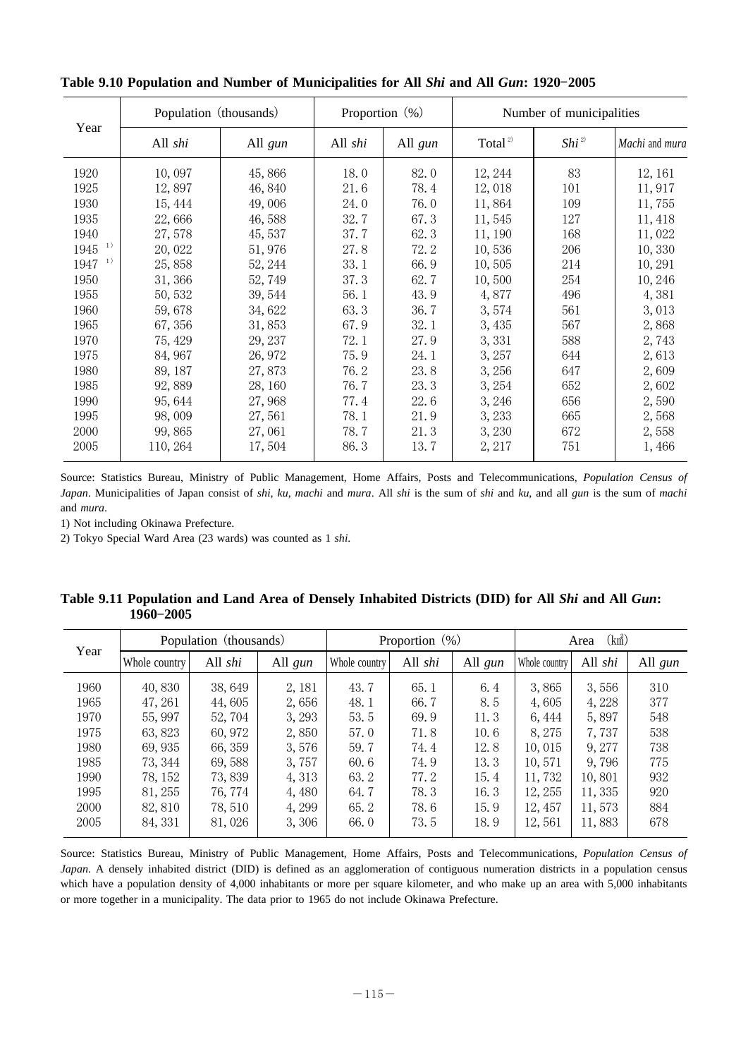**Table 9.10 Population and Number of Municipalities for All *Shi* and All *Gun*: 1920−2005**

| Year | Population (thousands) | | Proportion (%) | | Number of municipalities | | |
|---|---|---|---|---|---|---|---|
| | All *shi* | All *gun* | All *shi* | All *gun* | Total [2] | *Shi* [2] | *Machi* and *mura* |
| 1920 | 10, 097 | 45, 866 | 18. 0 | 82. 0 | 12, 244 | 83 | 12, 161 |
| 1925 | 12, 897 | 46, 840 | 21. 6 | 78. 4 | 12, 018 | 101 | 11, 917 |
| 1930 | 15, 444 | 49, 006 | 24. 0 | 76. 0 | 11, 864 | 109 | 11, 755 |
| 1935 | 22, 666 | 46, 588 | 32. 7 | 67. 3 | 11, 545 | 127 | 11, 418 |
| 1940 | 27, 578 | 45, 537 | 37. 7 | 62. 3 | 11, 190 | 168 | 11, 022 |
| 1945 [1] | 20, 022 | 51, 976 | 27. 8 | 72. 2 | 10, 536 | 206 | 10, 330 |
| 1947 [1] | 25, 858 | 52, 244 | 33. 1 | 66. 9 | 10, 505 | 214 | 10, 291 |
| 1950 | 31, 366 | 52, 749 | 37. 3 | 62. 7 | 10, 500 | 254 | 10, 246 |
| 1955 | 50, 532 | 39, 544 | 56. 1 | 43. 9 | 4, 877 | 496 | 4, 381 |
| 1960 | 59, 678 | 34, 622 | 63. 3 | 36. 7 | 3, 574 | 561 | 3, 013 |
| 1965 | 67, 356 | 31, 853 | 67. 9 | 32. 1 | 3, 435 | 567 | 2, 868 |
| 1970 | 75, 429 | 29, 237 | 72. 1 | 27. 9 | 3, 331 | 588 | 2, 743 |
| 1975 | 84, 967 | 26, 972 | 75. 9 | 24. 1 | 3, 257 | 644 | 2, 613 |
| 1980 | 89, 187 | 27, 873 | 76. 2 | 23. 8 | 3, 256 | 647 | 2, 609 |
| 1985 | 92, 889 | 28, 160 | 76. 7 | 23. 3 | 3, 254 | 652 | 2, 602 |
| 1990 | 95, 644 | 27, 968 | 77. 4 | 22. 6 | 3, 246 | 656 | 2, 590 |
| 1995 | 98, 009 | 27, 561 | 78. 1 | 21. 9 | 3, 233 | 665 | 2, 568 |
| 2000 | 99, 865 | 27, 061 | 78. 7 | 21. 3 | 3, 230 | 672 | 2, 558 |
| 2005 | 110, 264 | 17, 504 | 86. 3 | 13. 7 | 2, 217 | 751 | 1, 466 |

Source: Statistics Bureau, Ministry of Public Management, Home Affairs, Posts and Telecommunications, *Population Census of Japan*. Municipalities of Japan consist of *shi*, *ku*, *machi* and *mura*. All *shi* is the sum of *shi* and *ku*, and all *gun* is the sum of *machi* and *mura*.

1) Not including Okinawa Prefecture.

2) Tokyo Special Ward Area (23 wards) was counted as 1 *shi*.

**Table 9.11 Population and Land Area of Densely Inhabited Districts (DID) for All *Shi* and All *Gun*: 1960−2005**

| Year | Population (thousands) | | | Proportion (%) | | | Area (km²) | | |
|---|---|---|---|---|---|---|---|---|---|
| | Whole country | All *shi* | All *gun* | Whole country | All *shi* | All *gun* | Whole country | All *shi* | All *gun* |
| 1960 | 40, 830 | 38, 649 | 2, 181 | 43. 7 | 65. 1 | 6. 4 | 3, 865 | 3, 556 | 310 |
| 1965 | 47, 261 | 44, 605 | 2, 656 | 48. 1 | 66. 7 | 8. 5 | 4, 605 | 4, 228 | 377 |
| 1970 | 55, 997 | 52, 704 | 3, 293 | 53. 5 | 69. 9 | 11. 3 | 6, 444 | 5, 897 | 548 |
| 1975 | 63, 823 | 60, 972 | 2, 850 | 57. 0 | 71. 8 | 10. 6 | 8, 275 | 7, 737 | 538 |
| 1980 | 69, 935 | 66, 359 | 3, 576 | 59. 7 | 74. 4 | 12. 8 | 10, 015 | 9, 277 | 738 |
| 1985 | 73, 344 | 69, 588 | 3, 757 | 60. 6 | 74. 9 | 13. 3 | 10, 571 | 9, 796 | 775 |
| 1990 | 78, 152 | 73, 839 | 4, 313 | 63. 2 | 77. 2 | 15. 4 | 11, 732 | 10, 801 | 932 |
| 1995 | 81, 255 | 76, 774 | 4, 480 | 64. 7 | 78. 3 | 16. 3 | 12, 255 | 11, 335 | 920 |
| 2000 | 82, 810 | 78, 510 | 4, 299 | 65. 2 | 78. 6 | 15. 9 | 12, 457 | 11, 573 | 884 |
| 2005 | 84, 331 | 81, 026 | 3, 306 | 66. 0 | 73. 5 | 18. 9 | 12, 561 | 11, 883 | 678 |

Source: Statistics Bureau, Ministry of Public Management, Home Affairs, Posts and Telecommunications, *Population Census of Japan*. A densely inhabited district (DID) is defined as an agglomeration of contiguous numeration districts in a population census which have a population density of 4,000 inhabitants or more per square kilometer, and who make up an area with 5,000 inhabitants or more together in a municipality. The data prior to 1965 do not include Okinawa Prefecture.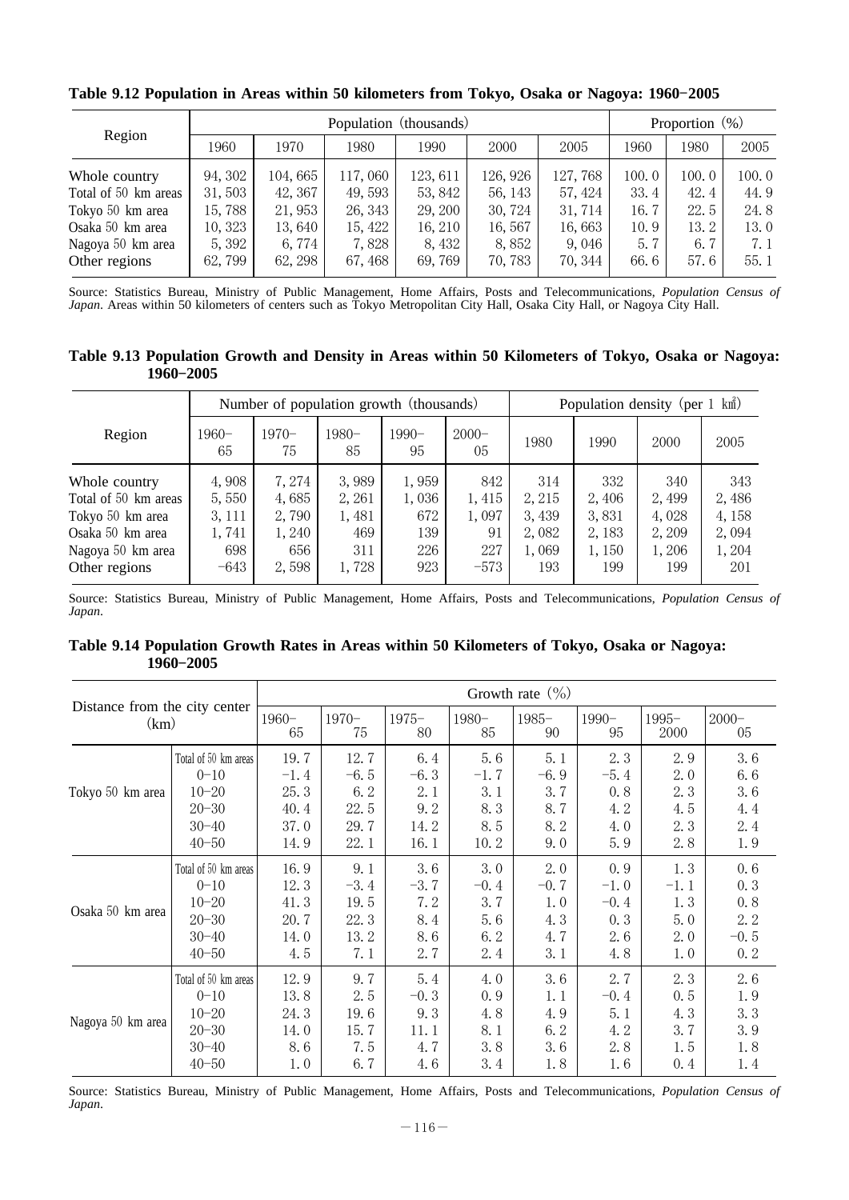**Table 9.12 Population in Areas within 50 kilometers from Tokyo, Osaka or Nagoya: 1960–2005**

| Region | Population (thousands) | | | | | | Proportion (%) | | |
|---|---|---|---|---|---|---|---|---|---|
| | 1960 | 1970 | 1980 | 1990 | 2000 | 2005 | 1960 | 1980 | 2005 |
| Whole country | 94, 302 | 104, 665 | 117, 060 | 123, 611 | 126, 926 | 127, 768 | 100. 0 | 100. 0 | 100. 0 |
| Total of 50 km areas | 31, 503 | 42, 367 | 49, 593 | 53, 842 | 56, 143 | 57, 424 | 33. 4 | 42. 4 | 44. 9 |
| Tokyo 50 km area | 15, 788 | 21, 953 | 26, 343 | 29, 200 | 30, 724 | 31, 714 | 16. 7 | 22. 5 | 24. 8 |
| Osaka 50 km area | 10, 323 | 13, 640 | 15, 422 | 16, 210 | 16, 567 | 16, 663 | 10. 9 | 13. 2 | 13. 0 |
| Nagoya 50 km area | 5, 392 | 6, 774 | 7, 828 | 8, 432 | 8, 852 | 9, 046 | 5. 7 | 6. 7 | 7. 1 |
| Other regions | 62, 799 | 62, 298 | 67, 468 | 69, 769 | 70, 783 | 70, 344 | 66. 6 | 57. 6 | 55. 1 |

Source: Statistics Bureau, Ministry of Public Management, Home Affairs, Posts and Telecommunications, *Population Census of Japan*. Areas within 50 kilometers of centers such as Tokyo Metropolitan City Hall, Osaka City Hall, or Nagoya City Hall.

**Table 9.13 Population Growth and Density in Areas within 50 Kilometers of Tokyo, Osaka or Nagoya: 1960–2005**

| Region | Number of population growth (thousands) | | | | | Population density (per 1 km²) | | | |
|---|---|---|---|---|---|---|---|---|---|
| | 1960–65 | 1970–75 | 1980–85 | 1990–95 | 2000–05 | 1980 | 1990 | 2000 | 2005 |
| Whole country | 4, 908 | 7, 274 | 3, 989 | 1, 959 | 842 | 314 | 332 | 340 | 343 |
| Total of 50 km areas | 5, 550 | 4, 685 | 2, 261 | 1, 036 | 1, 415 | 2, 215 | 2, 406 | 2, 499 | 2, 486 |
| Tokyo 50 km area | 3, 111 | 2, 790 | 1, 481 | 672 | 1, 097 | 3, 439 | 3, 831 | 4, 028 | 4, 158 |
| Osaka 50 km area | 1, 741 | 1, 240 | 469 | 139 | 91 | 2, 082 | 2, 183 | 2, 209 | 2, 094 |
| Nagoya 50 km area | 698 | 656 | 311 | 226 | 227 | 1, 069 | 1, 150 | 1, 206 | 1, 204 |
| Other regions | −643 | 2, 598 | 1, 728 | 923 | −573 | 193 | 199 | 199 | 201 |

Source: Statistics Bureau, Ministry of Public Management, Home Affairs, Posts and Telecommunications, *Population Census of Japan*.

**Table 9.14 Population Growth Rates in Areas within 50 Kilometers of Tokyo, Osaka or Nagoya: 1960–2005**

| Distance from the city center (km) | | Growth rate (%) | | | | | | | |
|---|---|---|---|---|---|---|---|---|---|
| | | 1960–65 | 1970–75 | 1975–80 | 1980–85 | 1985–90 | 1990–95 | 1995–2000 | 2000–05 |
| Tokyo 50 km area | Total of 50 km areas | 19. 7 | 12. 7 | 6. 4 | 5. 6 | 5. 1 | 2. 3 | 2. 9 | 3. 6 |
| | 0–10 | −1. 4 | −6. 5 | −6. 3 | −1. 7 | −6. 9 | −5. 4 | 2. 0 | 6. 6 |
| | 10–20 | 25. 3 | 6. 2 | 2. 1 | 3. 1 | 3. 7 | 0. 8 | 2. 3 | 3. 6 |
| | 20–30 | 40. 4 | 22. 5 | 9. 2 | 8. 3 | 8. 7 | 4. 2 | 4. 5 | 4. 4 |
| | 30–40 | 37. 0 | 29. 7 | 14. 2 | 8. 5 | 8. 2 | 4. 0 | 2. 3 | 2. 4 |
| | 40–50 | 14. 9 | 22. 1 | 16. 1 | 10. 2 | 9. 0 | 5. 9 | 2. 8 | 1. 9 |
| Osaka 50 km area | Total of 50 km areas | 16. 9 | 9. 1 | 3. 6 | 3. 0 | 2. 0 | 0. 9 | 1. 3 | 0. 6 |
| | 0–10 | 12. 3 | −3. 4 | −3. 7 | −0. 4 | −0. 7 | −1. 0 | −1. 1 | 0. 3 |
| | 10–20 | 41. 3 | 19. 5 | 7. 2 | 3. 7 | 1. 0 | −0. 4 | 1. 3 | 0. 8 |
| | 20–30 | 20. 7 | 22. 3 | 8. 4 | 5. 6 | 4. 3 | 0. 3 | 5. 0 | 2. 2 |
| | 30–40 | 14. 0 | 13. 2 | 8. 6 | 6. 2 | 4. 7 | 2. 6 | 2. 0 | −0. 5 |
| | 40–50 | 4. 5 | 7. 1 | 2. 7 | 2. 4 | 3. 1 | 4. 8 | 1. 0 | 0. 2 |
| Nagoya 50 km area | Total of 50 km areas | 12. 9 | 9. 7 | 5. 4 | 4. 0 | 3. 6 | 2. 7 | 2. 3 | 2. 6 |
| | 0–10 | 13. 8 | 2. 5 | −0. 3 | 0. 9 | 1. 1 | −0. 4 | 0. 5 | 1. 9 |
| | 10–20 | 24. 3 | 19. 6 | 9. 3 | 4. 8 | 4. 9 | 5. 1 | 4. 3 | 3. 3 |
| | 20–30 | 14. 0 | 15. 7 | 11. 1 | 8. 1 | 6. 2 | 4. 2 | 3. 7 | 3. 9 |
| | 30–40 | 8. 6 | 7. 5 | 4. 7 | 3. 8 | 3. 6 | 2. 8 | 1. 5 | 1. 8 |
| | 40–50 | 1. 0 | 6. 7 | 4. 6 | 3. 4 | 1. 8 | 1. 6 | 0. 4 | 1. 4 |

Source: Statistics Bureau, Ministry of Public Management, Home Affairs, Posts and Telecommunications, *Population Census of Japan*.